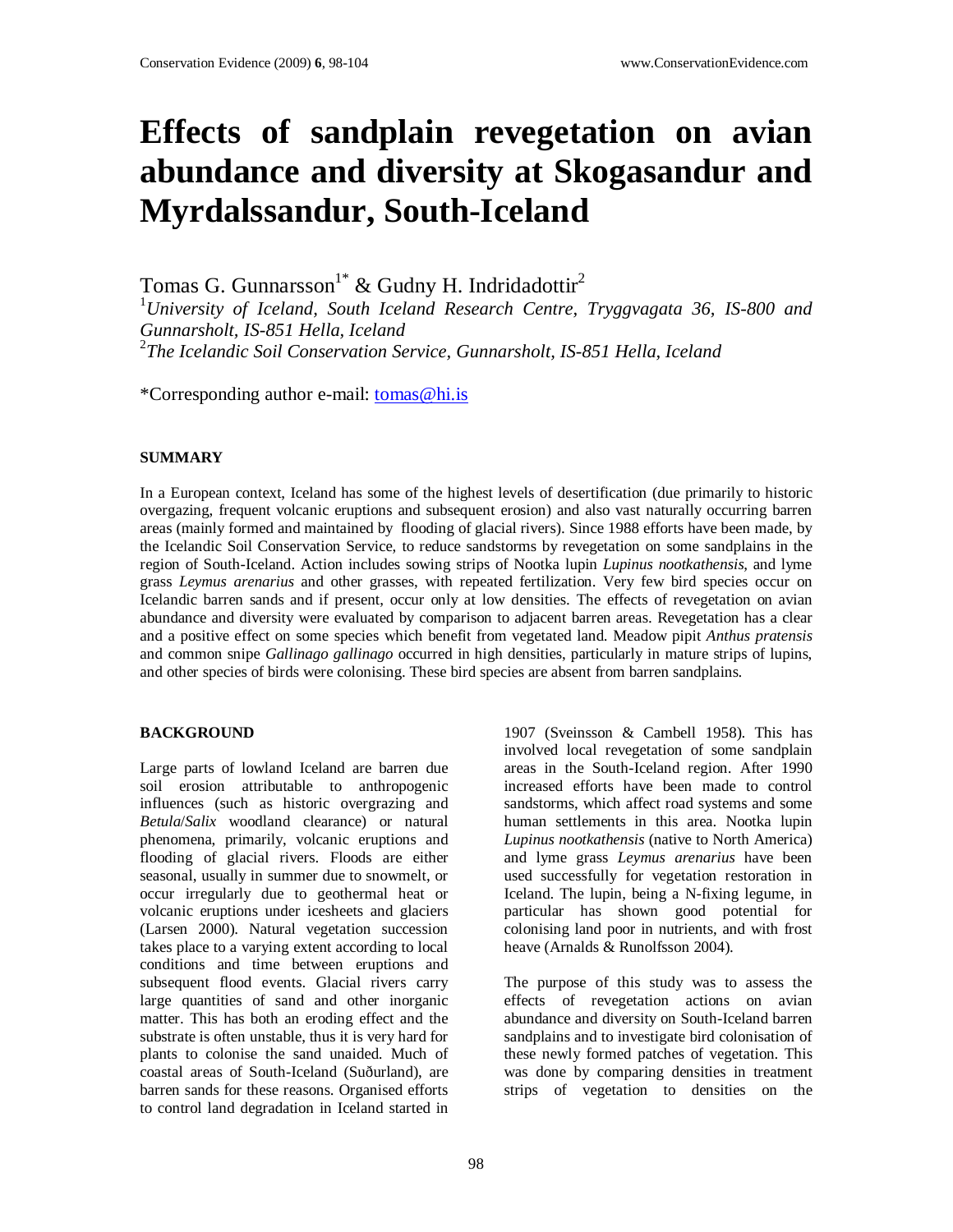# Effects of sandplain revegetation on avian abundance and diversity at Skogasandur and Myrdalssandur, South-Iceland

Tomas G. Gunnarsson[1*] & Gudny H. Indridadottir[2]

[1]*University of Iceland, South Iceland Research Centre, Tryggvagata 36, IS-800 and Gunnarsholt, IS-851 Hella, Iceland*

[2]*The Icelandic Soil Conservation Service, Gunnarsholt, IS-851 Hella, Iceland*

*Corresponding author e-mail: tomas@hi.is

## SUMMARY

In a European context, Iceland has some of the highest levels of desertification (due primarily to historic overgazing, frequent volcanic eruptions and subsequent erosion) and also vast naturally occurring barren areas (mainly formed and maintained by flooding of glacial rivers). Since 1988 efforts have been made, by the Icelandic Soil Conservation Service, to reduce sandstorms by revegetation on some sandplains in the region of South-Iceland. Action includes sowing strips of Nootka lupin *Lupinus nootkathensis*, and lyme grass *Leymus arenarius* and other grasses, with repeated fertilization. Very few bird species occur on Icelandic barren sands and if present, occur only at low densities. The effects of revegetation on avian abundance and diversity were evaluated by comparison to adjacent barren areas. Revegetation has a clear and a positive effect on some species which benefit from vegetated land. Meadow pipit *Anthus pratensis* and common snipe *Gallinago gallinago* occurred in high densities, particularly in mature strips of lupins, and other species of birds were colonising. These bird species are absent from barren sandplains.

## BACKGROUND

Large parts of lowland Iceland are barren due soil erosion attributable to anthropogenic influences (such as historic overgrazing and *Betula*/*Salix* woodland clearance) or natural phenomena, primarily, volcanic eruptions and flooding of glacial rivers. Floods are either seasonal, usually in summer due to snowmelt, or occur irregularly due to geothermal heat or volcanic eruptions under icesheets and glaciers (Larsen 2000). Natural vegetation succession takes place to a varying extent according to local conditions and time between eruptions and subsequent flood events. Glacial rivers carry large quantities of sand and other inorganic matter. This has both an eroding effect and the substrate is often unstable, thus it is very hard for plants to colonise the sand unaided. Much of coastal areas of South-Iceland (Suðurland), are barren sands for these reasons. Organised efforts to control land degradation in Iceland started in 1907 (Sveinsson & Cambell 1958). This has involved local revegetation of some sandplain areas in the South-Iceland region. After 1990 increased efforts have been made to control sandstorms, which affect road systems and some human settlements in this area. Nootka lupin *Lupinus nootkathensis* (native to North America) and lyme grass *Leymus arenarius* have been used successfully for vegetation restoration in Iceland. The lupin, being a N-fixing legume, in particular has shown good potential for colonising land poor in nutrients, and with frost heave (Arnalds & Runolfsson 2004).

The purpose of this study was to assess the effects of revegetation actions on avian abundance and diversity on South-Iceland barren sandplains and to investigate bird colonisation of these newly formed patches of vegetation. This was done by comparing densities in treatment strips of vegetation to densities on the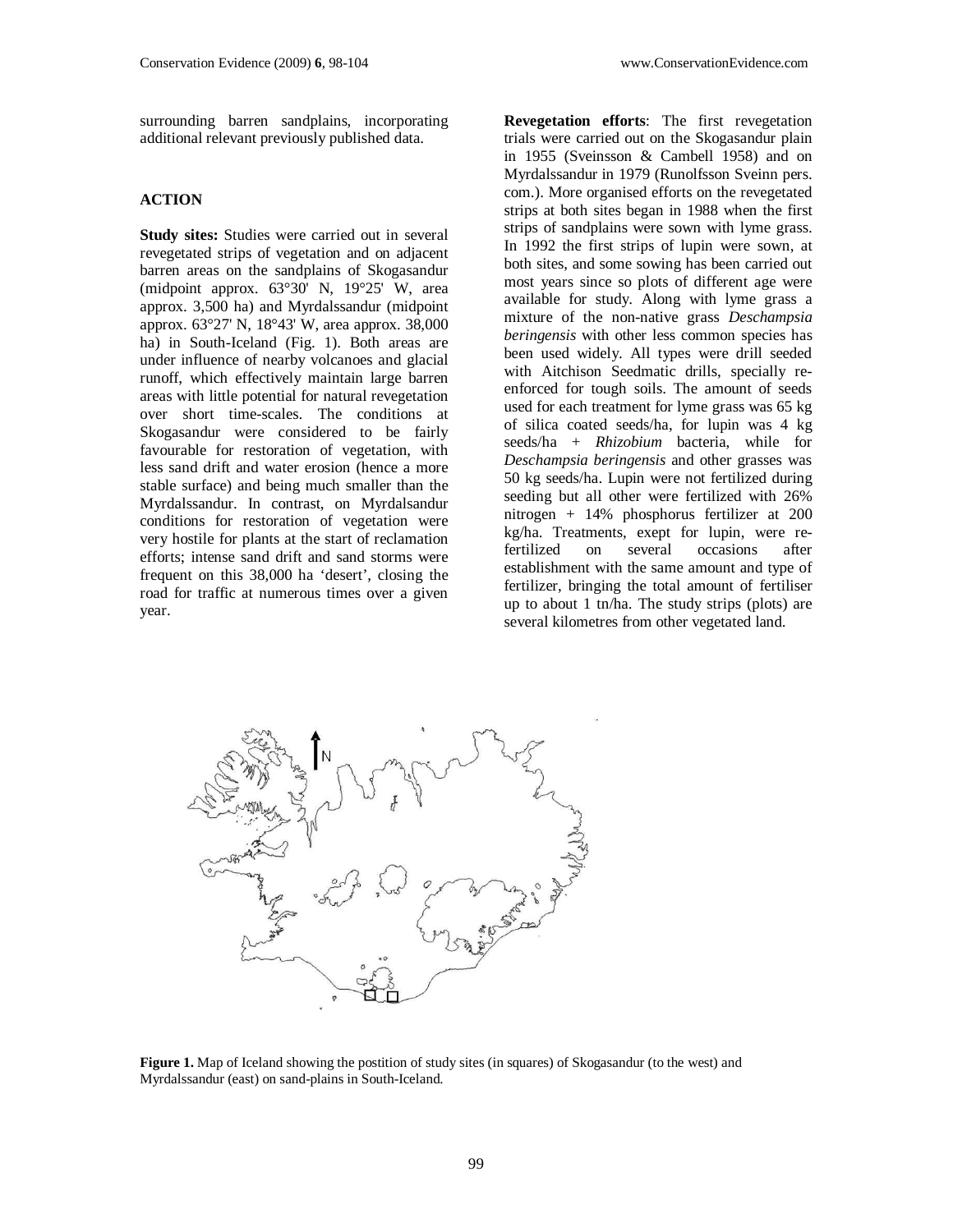surrounding barren sandplains, incorporating additional relevant previously published data.

## ACTION

**Study sites:** Studies were carried out in several revegetated strips of vegetation and on adjacent barren areas on the sandplains of Skogasandur (midpoint approx. 63°30' N, 19°25' W, area approx. 3,500 ha) and Myrdalssandur (midpoint approx. 63°27' N, 18°43' W, area approx. 38,000 ha) in South-Iceland (Fig. 1). Both areas are under influence of nearby volcanoes and glacial runoff, which effectively maintain large barren areas with little potential for natural revegetation over short time-scales. The conditions at Skogasandur were considered to be fairly favourable for restoration of vegetation, with less sand drift and water erosion (hence a more stable surface) and being much smaller than the Myrdalssandur. In contrast, on Myrdalsandur conditions for restoration of vegetation were very hostile for plants at the start of reclamation efforts; intense sand drift and sand storms were frequent on this 38,000 ha 'desert', closing the road for traffic at numerous times over a given year.

**Revegetation efforts**: The first revegetation trials were carried out on the Skogasandur plain in 1955 (Sveinsson & Cambell 1958) and on Myrdalssandur in 1979 (Runolfsson Sveinn pers. com.). More organised efforts on the revegetated strips at both sites began in 1988 when the first strips of sandplains were sown with lyme grass. In 1992 the first strips of lupin were sown, at both sites, and some sowing has been carried out most years since so plots of different age were available for study. Along with lyme grass a mixture of the non-native grass *Deschampsia beringensis* with other less common species has been used widely. All types were drill seeded with Aitchison Seedmatic drills, specially re-enforced for tough soils. The amount of seeds used for each treatment for lyme grass was 65 kg of silica coated seeds/ha, for lupin was 4 kg seeds/ha + *Rhizobium* bacteria, while for *Deschampsia beringensis* and other grasses was 50 kg seeds/ha. Lupin were not fertilized during seeding but all other were fertilized with 26% nitrogen + 14% phosphorus fertilizer at 200 kg/ha. Treatments, exept for lupin, were re-fertilized on several occasions after establishment with the same amount and type of fertilizer, bringing the total amount of fertiliser up to about 1 tn/ha. The study strips (plots) are several kilometres from other vegetated land.

N

**Figure 1.** Map of Iceland showing the postition of study sites (in squares) of Skogasandur (to the west) and Myrdalssandur (east) on sand-plains in South-Iceland.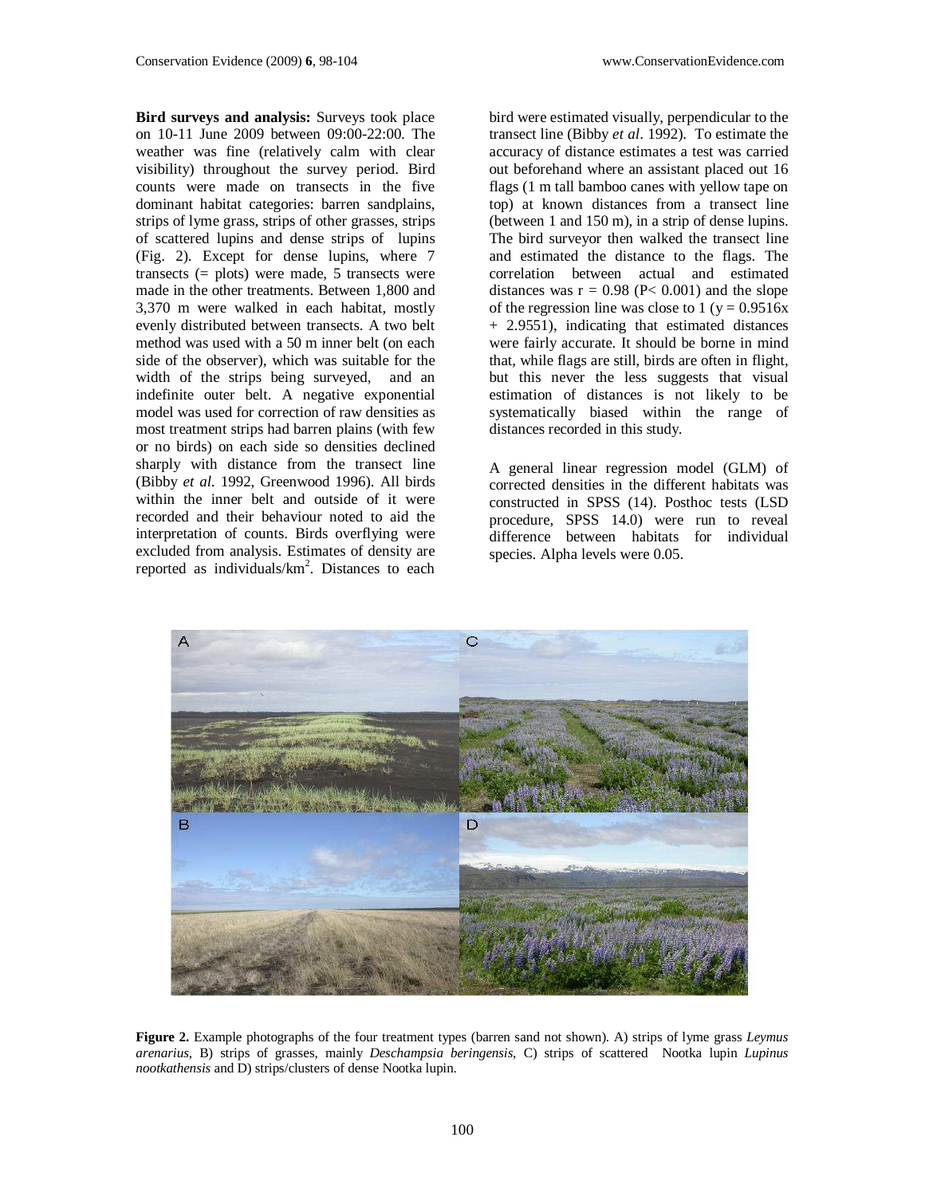**Bird surveys and analysis:** Surveys took place on 10-11 June 2009 between 09:00-22:00. The weather was fine (relatively calm with clear visibility) throughout the survey period. Bird counts were made on transects in the five dominant habitat categories: barren sandplains, strips of lyme grass, strips of other grasses, strips of scattered lupins and dense strips of lupins (Fig. 2). Except for dense lupins, where 7 transects (= plots) were made, 5 transects were made in the other treatments. Between 1,800 and 3,370 m were walked in each habitat, mostly evenly distributed between transects. A two belt method was used with a 50 m inner belt (on each side of the observer), which was suitable for the width of the strips being surveyed, and an indefinite outer belt. A negative exponential model was used for correction of raw densities as most treatment strips had barren plains (with few or no birds) on each side so densities declined sharply with distance from the transect line (Bibby *et al*. 1992, Greenwood 1996). All birds within the inner belt and outside of it were recorded and their behaviour noted to aid the interpretation of counts. Birds overflying were excluded from analysis. Estimates of density are reported as individuals/km$^2$. Distances to each bird were estimated visually, perpendicular to the transect line (Bibby *et al*. 1992). To estimate the accuracy of distance estimates a test was carried out beforehand where an assistant placed out 16 flags (1 m tall bamboo canes with yellow tape on top) at known distances from a transect line (between 1 and 150 m), in a strip of dense lupins. The bird surveyor then walked the transect line and estimated the distance to the flags. The correlation between actual and estimated distances was $r = 0.98$ ($P < 0.001$) and the slope of the regression line was close to 1 ($y = 0.9516x + 2.9551$), indicating that estimated distances were fairly accurate. It should be borne in mind that, while flags are still, birds are often in flight, but this never the less suggests that visual estimation of distances is not likely to be systematically biased within the range of distances recorded in this study.

A general linear regression model (GLM) of corrected densities in the different habitats was constructed in SPSS (14). Posthoc tests (LSD procedure, SPSS 14.0) were run to reveal difference between habitats for individual species. Alpha levels were 0.05.

A
C
B
D

**Figure 2.** Example photographs of the four treatment types (barren sand not shown). A) strips of lyme grass *Leymus arenarius*, B) strips of grasses, mainly *Deschampsia beringensis*, C) strips of scattered Nootka lupin *Lupinus nootkathensis* and D) strips/clusters of dense Nootka lupin.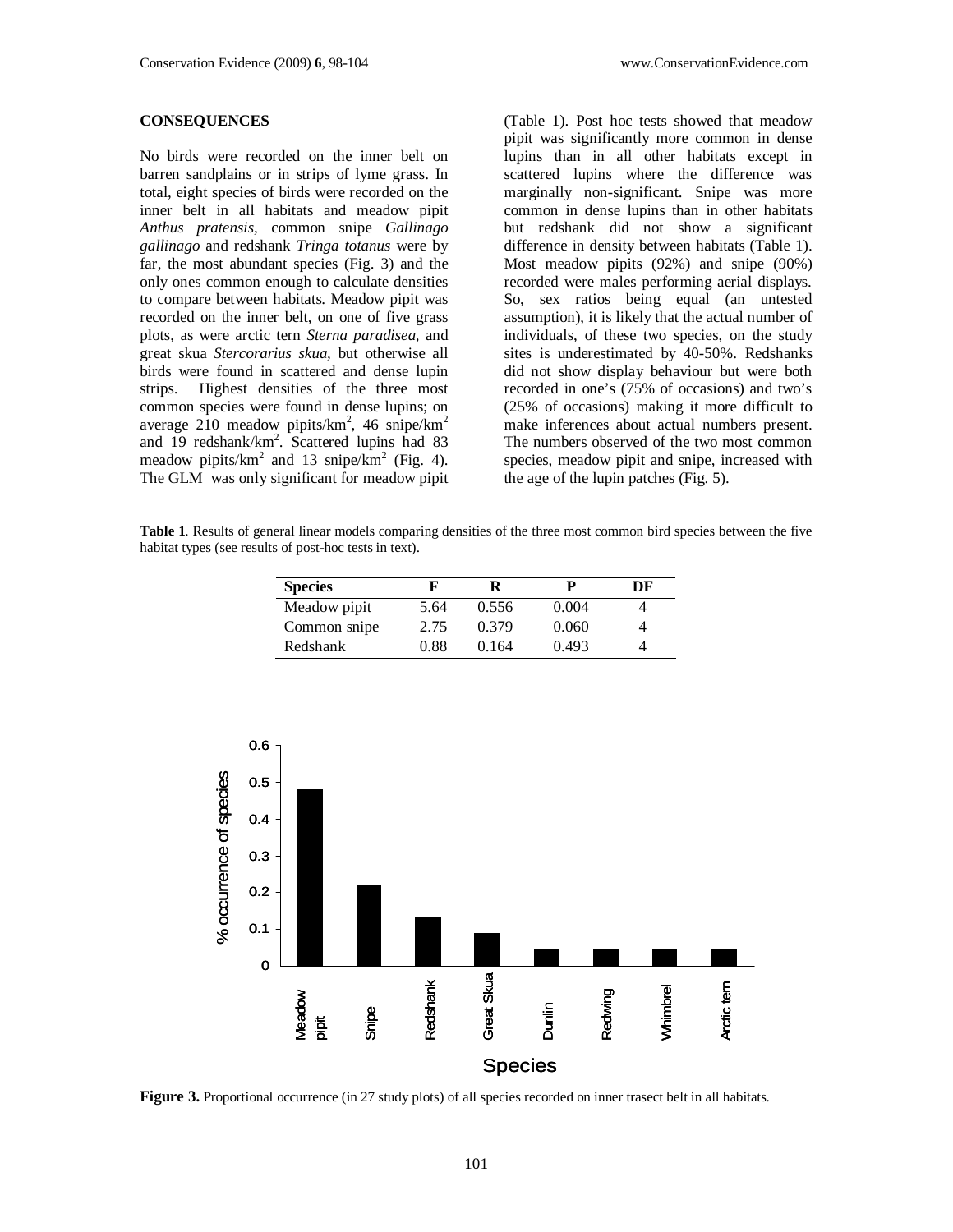## CONSEQUENCES

No birds were recorded on the inner belt on barren sandplains or in strips of lyme grass. In total, eight species of birds were recorded on the inner belt in all habitats and meadow pipit *Anthus pratensis*, common snipe *Gallinago gallinago* and redshank *Tringa totanus* were by far, the most abundant species (Fig. 3) and the only ones common enough to calculate densities to compare between habitats. Meadow pipit was recorded on the inner belt, on one of five grass plots, as were arctic tern *Sterna paradisea*, and great skua *Stercorarius skua*, but otherwise all birds were found in scattered and dense lupin strips. Highest densities of the three most common species were found in dense lupins; on average 210 meadow pipits/km$^2$, 46 snipe/km$^2$ and 19 redshank/km$^2$. Scattered lupins had 83 meadow pipits/km$^2$ and 13 snipe/km$^2$ (Fig. 4). The GLM was only significant for meadow pipit (Table 1). Post hoc tests showed that meadow pipit was significantly more common in dense lupins than in all other habitats except in scattered lupins where the difference was marginally non-significant. Snipe was more common in dense lupins than in other habitats but redshank did not show a significant difference in density between habitats (Table 1). Most meadow pipits (92%) and snipe (90%) recorded were males performing aerial displays. So, sex ratios being equal (an untested assumption), it is likely that the actual number of individuals, of these two species, on the study sites is underestimated by 40-50%. Redshanks did not show display behaviour but were both recorded in one's (75% of occasions) and two's (25% of occasions) making it more difficult to make inferences about actual numbers present. The numbers observed of the two most common species, meadow pipit and snipe, increased with the age of the lupin patches (Fig. 5).

**Table 1**. Results of general linear models comparing densities of the three most common bird species between the five habitat types (see results of post-hoc tests in text).

| Species | F | R | P | DF |
|---|---|---|---|---|
| Meadow pipit | 5.64 | 0.556 | 0.004 | 4 |
| Common snipe | 2.75 | 0.379 | 0.060 | 4 |
| Redshank | 0.88 | 0.164 | 0.493 | 4 |

**Figure 3.** Proportional occurrence (in 27 study plots) of all species recorded on inner trasect belt in all habitats.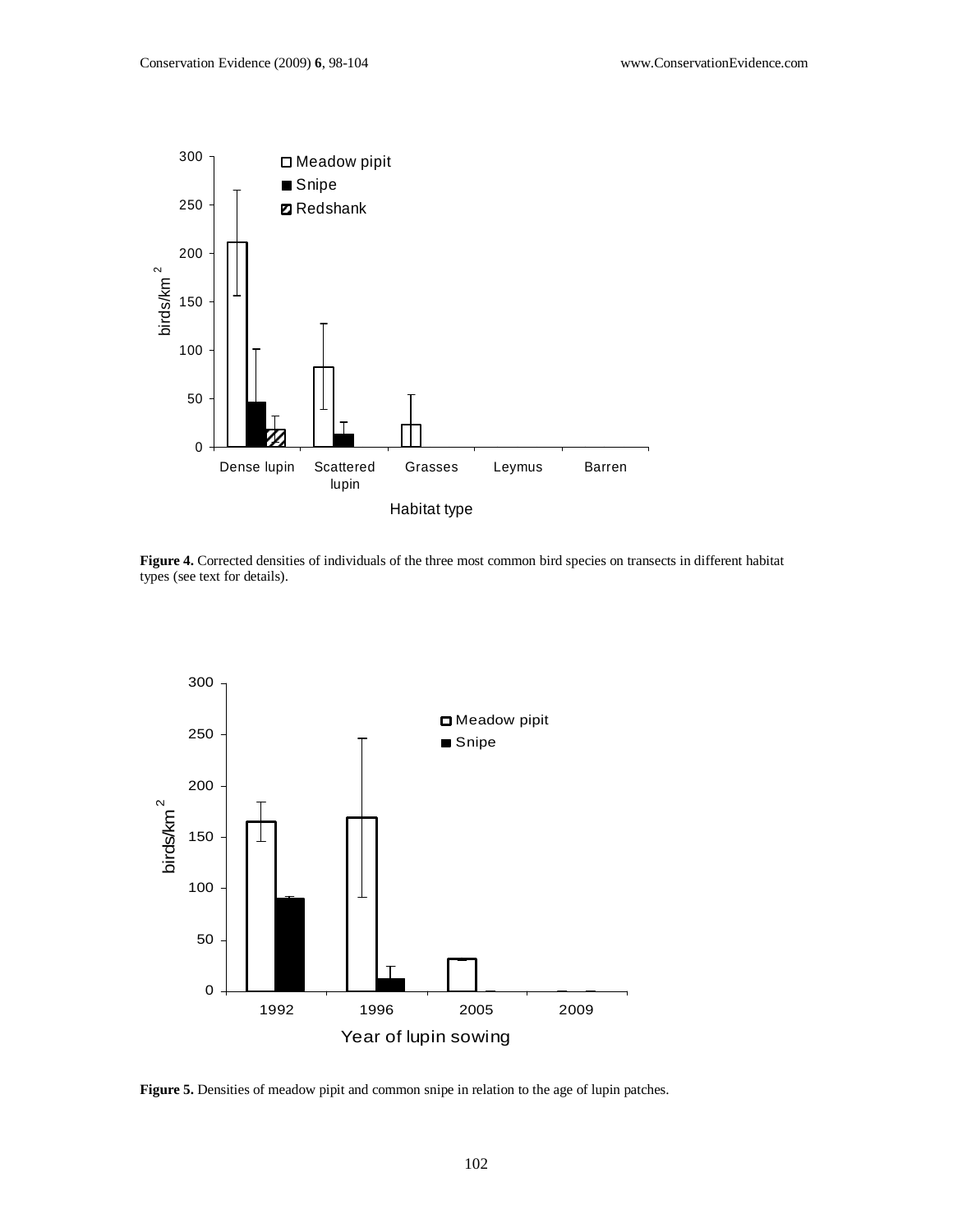300
250
200
150
100
50
0

birds/km $^2$

□ Meadow pipit
■ Snipe
▨ Redshank

Dense lupin
Scattered lupin
Grasses
Leymus
Barren

Habitat type

**Figure 4.** Corrected densities of individuals of the three most common bird species on transects in different habitat types (see text for details).

300
250
200
150
100
50
0

birds/km $^2$

□ Meadow pipit
■ Snipe

1992
1996
2005
2009

Year of lupin sowing

**Figure 5.** Densities of meadow pipit and common snipe in relation to the age of lupin patches.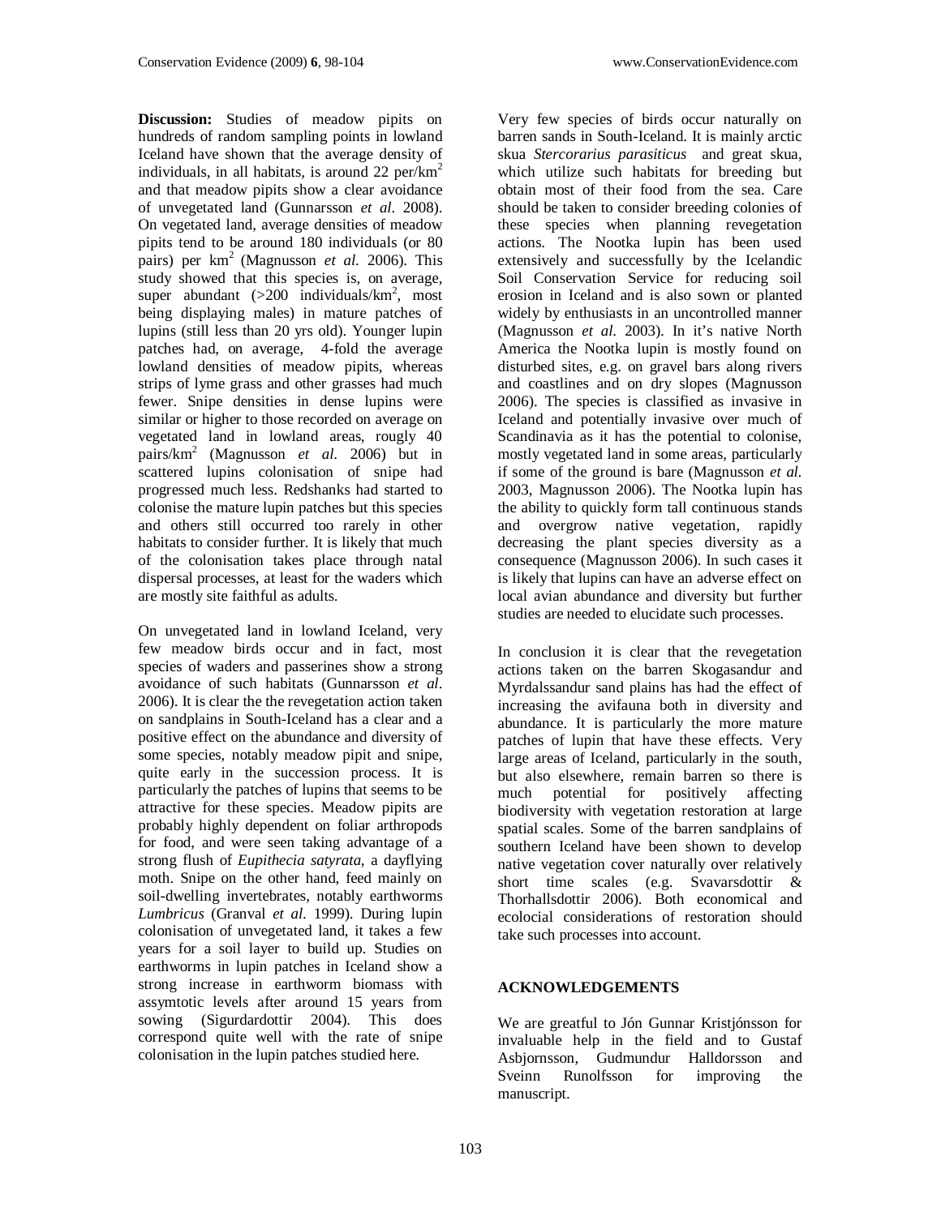**Discussion:** Studies of meadow pipits on hundreds of random sampling points in lowland Iceland have shown that the average density of individuals, in all habitats, is around 22 per/km$^2$ and that meadow pipits show a clear avoidance of unvegetated land (Gunnarsson *et al*. 2008). On vegetated land, average densities of meadow pipits tend to be around 180 individuals (or 80 pairs) per km$^2$ (Magnusson *et al.* 2006). This study showed that this species is, on average, super abundant (>200 individuals/km$^2$, most being displaying males) in mature patches of lupins (still less than 20 yrs old). Younger lupin patches had, on average, 4-fold the average lowland densities of meadow pipits, whereas strips of lyme grass and other grasses had much fewer. Snipe densities in dense lupins were similar or higher to those recorded on average on vegetated land in lowland areas, rougly 40 pairs/km$^2$ (Magnusson *et al.* 2006) but in scattered lupins colonisation of snipe had progressed much less. Redshanks had started to colonise the mature lupin patches but this species and others still occurred too rarely in other habitats to consider further. It is likely that much of the colonisation takes place through natal dispersal processes, at least for the waders which are mostly site faithful as adults.

On unvegetated land in lowland Iceland, very few meadow birds occur and in fact, most species of waders and passerines show a strong avoidance of such habitats (Gunnarsson *et al*. 2006). It is clear the the revegetation action taken on sandplains in South-Iceland has a clear and a positive effect on the abundance and diversity of some species, notably meadow pipit and snipe, quite early in the succession process. It is particularly the patches of lupins that seems to be attractive for these species. Meadow pipits are probably highly dependent on foliar arthropods for food, and were seen taking advantage of a strong flush of *Eupithecia satyrata*, a dayflying moth. Snipe on the other hand, feed mainly on soil-dwelling invertebrates, notably earthworms *Lumbricus* (Granval *et al.* 1999). During lupin colonisation of unvegetated land, it takes a few years for a soil layer to build up. Studies on earthworms in lupin patches in Iceland show a strong increase in earthworm biomass with assymtotic levels after around 15 years from sowing (Sigurdardottir 2004). This does correspond quite well with the rate of snipe colonisation in the lupin patches studied here.

Very few species of birds occur naturally on barren sands in South-Iceland. It is mainly arctic skua *Stercorarius parasiticus* and great skua, which utilize such habitats for breeding but obtain most of their food from the sea. Care should be taken to consider breeding colonies of these species when planning revegetation actions. The Nootka lupin has been used extensively and successfully by the Icelandic Soil Conservation Service for reducing soil erosion in Iceland and is also sown or planted widely by enthusiasts in an uncontrolled manner (Magnusson *et al.* 2003). In it's native North America the Nootka lupin is mostly found on disturbed sites, e.g. on gravel bars along rivers and coastlines and on dry slopes (Magnusson 2006). The species is classified as invasive in Iceland and potentially invasive over much of Scandinavia as it has the potential to colonise, mostly vegetated land in some areas, particularly if some of the ground is bare (Magnusson *et al.* 2003, Magnusson 2006). The Nootka lupin has the ability to quickly form tall continuous stands and overgrow native vegetation, rapidly decreasing the plant species diversity as a consequence (Magnusson 2006). In such cases it is likely that lupins can have an adverse effect on local avian abundance and diversity but further studies are needed to elucidate such processes.

In conclusion it is clear that the revegetation actions taken on the barren Skogasandur and Myrdalssandur sand plains has had the effect of increasing the avifauna both in diversity and abundance. It is particularly the more mature patches of lupin that have these effects. Very large areas of Iceland, particularly in the south, but also elsewhere, remain barren so there is much potential for positively affecting biodiversity with vegetation restoration at large spatial scales. Some of the barren sandplains of southern Iceland have been shown to develop native vegetation cover naturally over relatively short time scales (e.g. Svavarsdottir & Thorhallsdottir 2006). Both economical and ecolocial considerations of restoration should take such processes into account.

## ACKNOWLEDGEMENTS

We are greatful to Jón Gunnar Kristjónsson for invaluable help in the field and to Gustaf Asbjornsson, Gudmundur Halldorsson and Sveinn Runolfsson for improving the manuscript.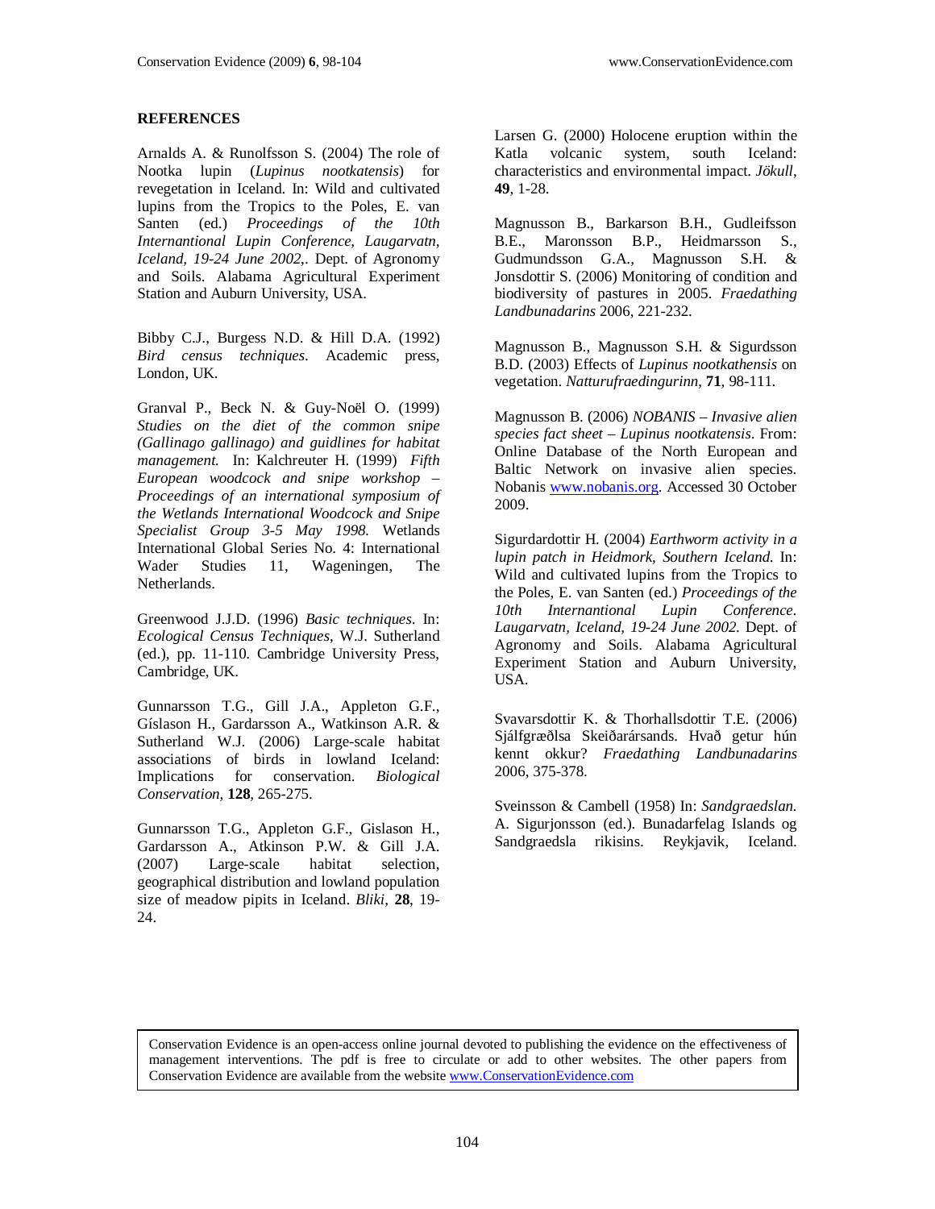**REFERENCES**

Arnalds A. & Runolfsson S. (2004) The role of Nootka lupin (*Lupinus nootkatensis*) for revegetation in Iceland. In: Wild and cultivated lupins from the Tropics to the Poles, E. van Santen (ed.) *Proceedings of the 10th Internantional Lupin Conference, Laugarvatn, Iceland, 19-24 June 2002,*. Dept. of Agronomy and Soils. Alabama Agricultural Experiment Station and Auburn University, USA.

Bibby C.J., Burgess N.D. & Hill D.A. (1992) *Bird census techniques*. Academic press, London, UK.

Granval P., Beck N. & Guy-Noël O. (1999) *Studies on the diet of the common snipe (Gallinago gallinago) and guidlines for habitat management.* In: Kalchreuter H. (1999) *Fifth European woodcock and snipe workshop – Proceedings of an international symposium of the Wetlands International Woodcock and Snipe Specialist Group 3-5 May 1998.* Wetlands International Global Series No. 4: International Wader Studies 11, Wageningen, The Netherlands.

Greenwood J.J.D. (1996) *Basic techniques*. In: *Ecological Census Techniques*, W.J. Sutherland (ed.), pp. 11-110. Cambridge University Press, Cambridge, UK.

Gunnarsson T.G., Gill J.A., Appleton G.F., Gíslason H., Gardarsson A., Watkinson A.R. & Sutherland W.J. (2006) Large-scale habitat associations of birds in lowland Iceland: Implications for conservation. *Biological Conservation*, **128**, 265-275.

Gunnarsson T.G., Appleton G.F., Gislason H., Gardarsson A., Atkinson P.W. & Gill J.A. (2007) Large-scale habitat selection, geographical distribution and lowland population size of meadow pipits in Iceland. *Bliki,* **28**, 19-24.

Larsen G. (2000) Holocene eruption within the Katla volcanic system, south Iceland: characteristics and environmental impact. *Jökull*, **49**, 1-28.

Magnusson B., Barkarson B.H., Gudleifsson B.E., Maronsson B.P., Heidmarsson S., Gudmundsson G.A., Magnusson S.H. & Jonsdottir S. (2006) Monitoring of condition and biodiversity of pastures in 2005. *Fraedathing Landbunadarins* 2006, 221-232.

Magnusson B., Magnusson S.H. & Sigurdsson B.D. (2003) Effects of *Lupinus nootkathensis* on vegetation. *Natturufraedingurinn*, **71**, 98-111.

Magnusson B. (2006) *NOBANIS – Invasive alien species fact sheet – Lupinus nootkatensis*. From: Online Database of the North European and Baltic Network on invasive alien species. Nobanis www.nobanis.org. Accessed 30 October 2009.

Sigurdardottir H. (2004) *Earthworm activity in a lupin patch in Heidmork, Southern Iceland.* In: Wild and cultivated lupins from the Tropics to the Poles, E. van Santen (ed.) *Proceedings of the 10th Internantional Lupin Conference. Laugarvatn, Iceland, 19-24 June 2002.* Dept. of Agronomy and Soils. Alabama Agricultural Experiment Station and Auburn University, USA.

Svavarsdottir K. & Thorhallsdottir T.E. (2006) Sjálfgræðlsa Skeiðarársands. Hvað getur hún kennt okkur? *Fraedathing Landbunadarins* 2006, 375-378.

Sveinsson & Cambell (1958) In: *Sandgraedslan.* A. Sigurjonsson (ed.). Bunadarfelag Islands og Sandgraedsla rikisins. Reykjavik, Iceland.

Conservation Evidence is an open-access online journal devoted to publishing the evidence on the effectiveness of management interventions. The pdf is free to circulate or add to other websites. The other papers from Conservation Evidence are available from the website www.ConservationEvidence.com